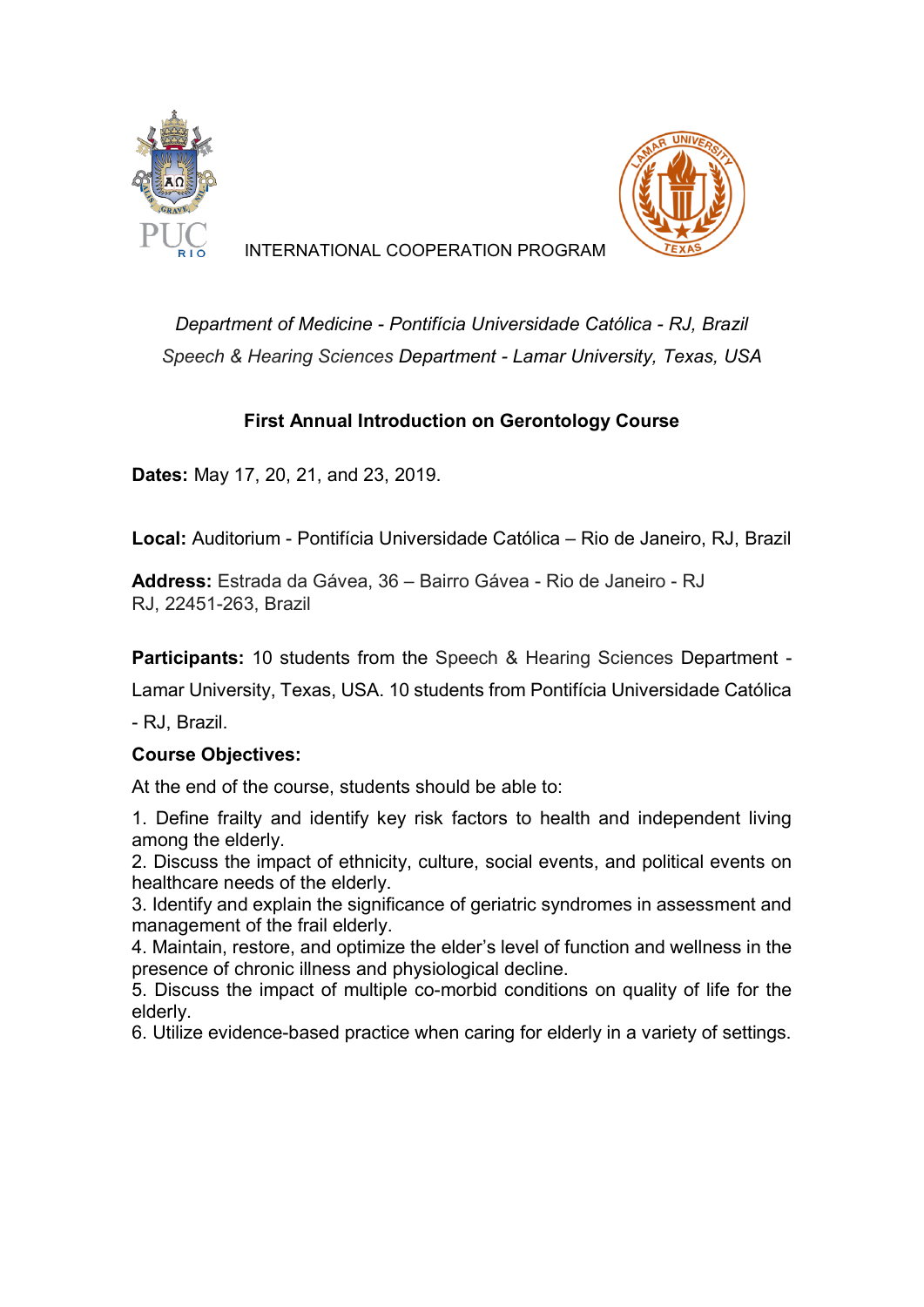INTERNATIONAL COOPERATION PROGRAM

*Department of Medicine - Pontifícia Universidade Católica - RJ, Brazil*
*Speech & Hearing Sciences Department - Lamar University, Texas, USA*

**First Annual Introduction on Gerontology Course**

**Dates:** May 17, 20, 21, and 23, 2019.

**Local:** Auditorium - Pontifícia Universidade Católica – Rio de Janeiro, RJ, Brazil

**Address:** Estrada da Gávea, 36 – Bairro Gávea - Rio de Janeiro - RJ
RJ, 22451-263, Brazil

**Participants:** 10 students from the Speech & Hearing Sciences Department - Lamar University, Texas, USA. 10 students from Pontifícia Universidade Católica - RJ, Brazil.

**Course Objectives:**

At the end of the course, students should be able to:

1. Define frailty and identify key risk factors to health and independent living among the elderly.
2. Discuss the impact of ethnicity, culture, social events, and political events on healthcare needs of the elderly.
3. Identify and explain the significance of geriatric syndromes in assessment and management of the frail elderly.
4. Maintain, restore, and optimize the elder's level of function and wellness in the presence of chronic illness and physiological decline.
5. Discuss the impact of multiple co-morbid conditions on quality of life for the elderly.
6. Utilize evidence-based practice when caring for elderly in a variety of settings.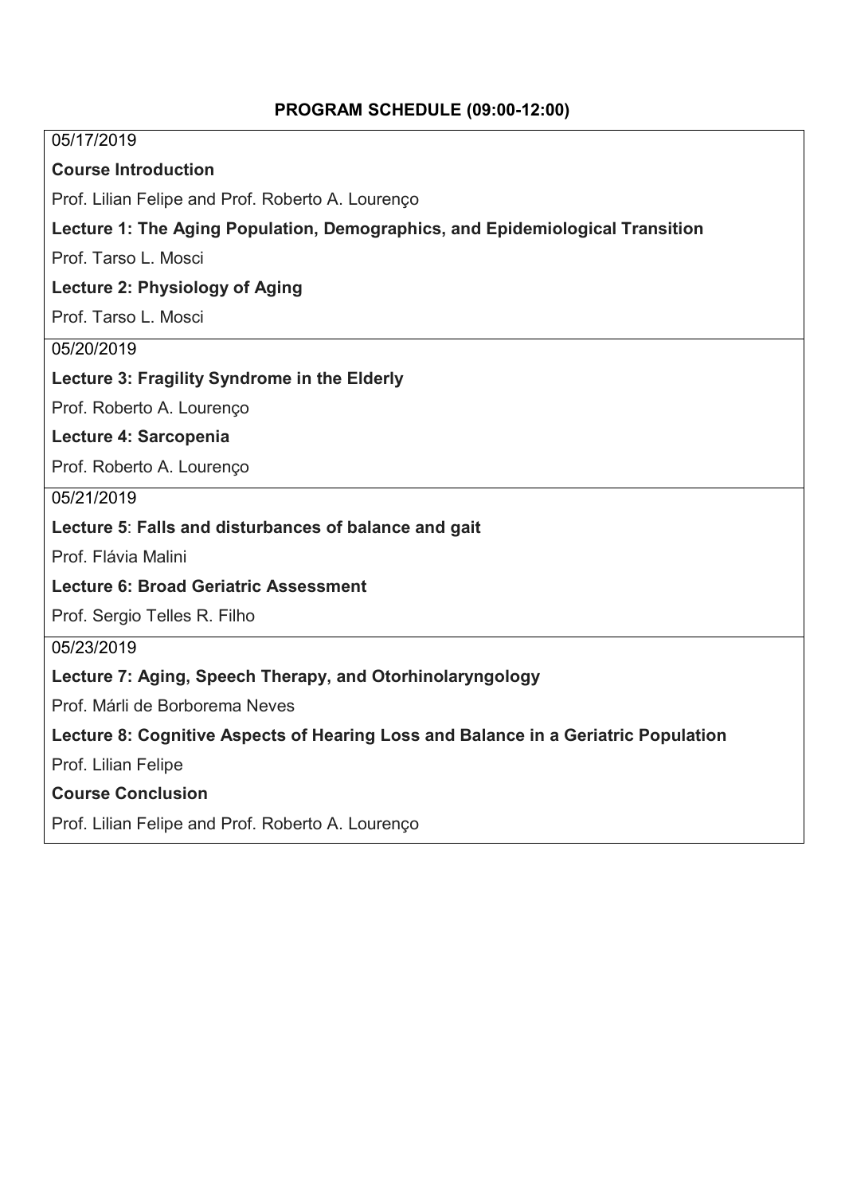## PROGRAM SCHEDULE (09:00-12:00)

| |
|---|
| 05/17/2019 |
| **Course Introduction** |
| Prof. Lilian Felipe and Prof. Roberto A. Lourenço |
| **Lecture 1: The Aging Population, Demographics, and Epidemiological Transition** |
| Prof. Tarso L. Mosci |
| **Lecture 2: Physiology of Aging** |
| Prof. Tarso L. Mosci |
| 05/20/2019 |
| **Lecture 3: Fragility Syndrome in the Elderly** |
| Prof. Roberto A. Lourenço |
| **Lecture 4: Sarcopenia** |
| Prof. Roberto A. Lourenço |
| 05/21/2019 |
| **Lecture 5**: **Falls and disturbances of balance and gait** |
| Prof. Flávia Malini |
| **Lecture 6: Broad Geriatric Assessment** |
| Prof. Sergio Telles R. Filho |
| 05/23/2019 |
| **Lecture 7: Aging, Speech Therapy, and Otorhinolaryngology** |
| Prof. Márli de Borborema Neves |
| **Lecture 8: Cognitive Aspects of Hearing Loss and Balance in a Geriatric Population** |
| Prof. Lilian Felipe |
| **Course Conclusion** |
| Prof. Lilian Felipe and Prof. Roberto A. Lourenço |